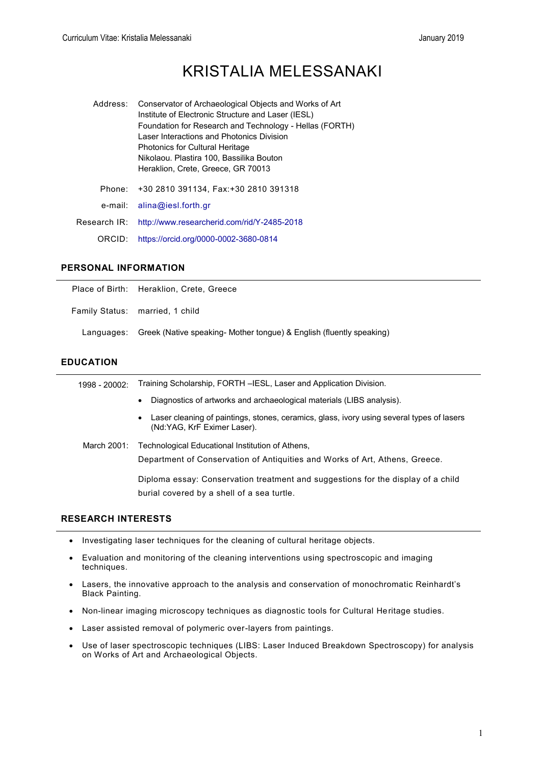# KRISTALIA MELESSANAKI

Address: Conservator of Archaeological Objects and Works of Art
Institute of Electronic Structure and Laser (IESL)
Foundation for Research and Technology - Hellas (FORTH)
Laser Interactions and Photonics Division
Photonics for Cultural Heritage
Nikolaou. Plastira 100, Bassilika Bouton
Heraklion, Crete, Greece, GR 70013

Phone: +30 2810 391134, Fax:+30 2810 391318

e-mail: alina@iesl.forth.gr

Research IR: http://www.researcherid.com/rid/Y-2485-2018

ORCID: https://orcid.org/0000-0002-3680-0814

## PERSONAL INFORMATION

Place of Birth: Heraklion, Crete, Greece

Family Status: married, 1 child

Languages: Greek (Native speaking- Mother tongue) & English (fluently speaking)

## EDUCATION

1998 - 20002: Training Scholarship, FORTH –IESL, Laser and Application Division.

- Diagnostics of artworks and archaeological materials (LIBS analysis).
- Laser cleaning of paintings, stones, ceramics, glass, ivory using several types of lasers (Nd:YAG, KrF Eximer Laser).

March 2001: Technological Educational Institution of Athens,
Department of Conservation of Antiquities and Works of Art, Athens, Greece.

Diploma essay: Conservation treatment and suggestions for the display of a child burial covered by a shell of a sea turtle.

## RESEARCH INTERESTS

- Investigating laser techniques for the cleaning of cultural heritage objects.
- Evaluation and monitoring of the cleaning interventions using spectroscopic and imaging techniques.
- Lasers, the innovative approach to the analysis and conservation of monochromatic Reinhardt's Black Painting.
- Non-linear imaging microscopy techniques as diagnostic tools for Cultural Heritage studies.
- Laser assisted removal of polymeric over-layers from paintings.
- Use of laser spectroscopic techniques (LIBS: Laser Induced Breakdown Spectroscopy) for analysis on Works of Art and Archaeological Objects.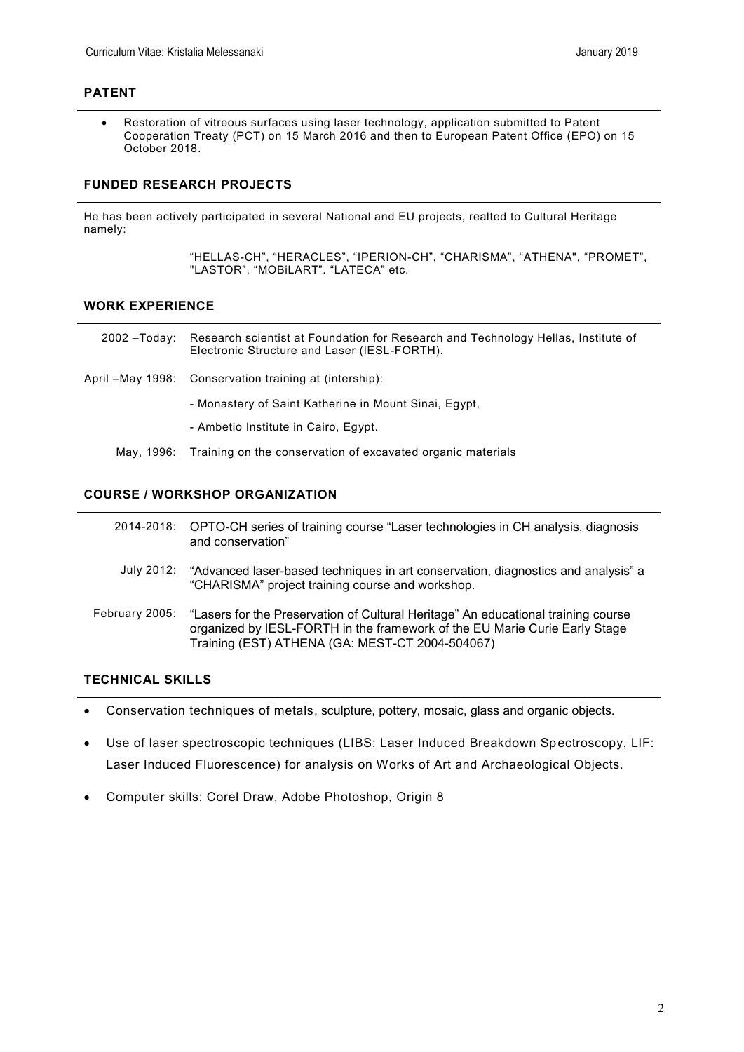## PATENT

- Restoration of vitreous surfaces using laser technology, application submitted to Patent Cooperation Treaty (PCT) on 15 March 2016 and then to European Patent Office (EPO) on 15 October 2018.

## FUNDED RESEARCH PROJECTS

He has been actively participated in several National and EU projects, realted to Cultural Heritage namely:

"HELLAS-CH", "HERACLES", "IPERION-CH", "CHARISMA", "ATHENA", "PROMET", "LASTOR", "MOBiLART". "LATECA" etc.

## WORK EXPERIENCE

| | |
|---|---|
| 2002 –Today: | Research scientist at Foundation for Research and Technology Hellas, Institute of Electronic Structure and Laser (IESL-FORTH). |
| April –May 1998: | Conservation training at (intership): |
| | - Monastery of Saint Katherine in Mount Sinai, Egypt, |
| | - Ambetio Institute in Cairo, Egypt. |
| May, 1996: | Training on the conservation of excavated organic materials |

## COURSE / WORKSHOP ORGANIZATION

| | |
|---|---|
| 2014-2018: | OPTO-CH series of training course "Laser technologies in CH analysis, diagnosis and conservation" |
| July 2012: | "Advanced laser-based techniques in art conservation, diagnostics and analysis" a "CHARISMA" project training course and workshop. |
| February 2005: | "Lasers for the Preservation of Cultural Heritage" An educational training course organized by IESL-FORTH in the framework of the EU Marie Curie Early Stage Training (EST) ATHENA (GA: MEST-CT 2004-504067) |

## TECHNICAL SKILLS

- Conservation techniques of metals, sculpture, pottery, mosaic, glass and organic objects.
- Use of laser spectroscopic techniques (LIBS: Laser Induced Breakdown Spectroscopy, LIF: Laser Induced Fluorescence) for analysis on Works of Art and Archaeological Objects.
- Computer skills: Corel Draw, Adobe Photoshop, Origin 8